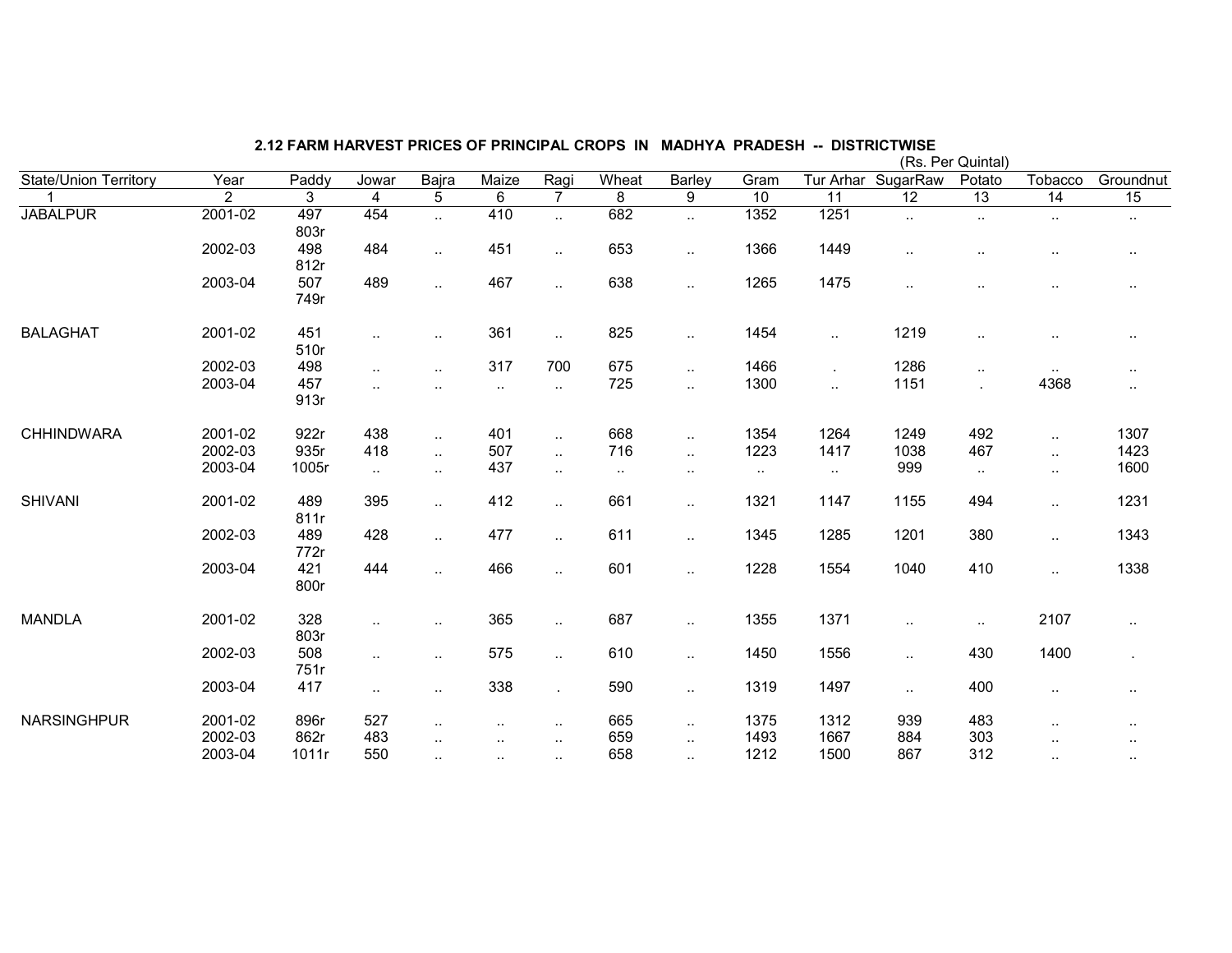## 2.12 FARM HARVEST PRICES OF PRINCIPAL CROPS IN MADHYA PRADESH -- DISTRICTWISE

(Rs. Per Quintal)

| State/Union Territory | Year | Paddy | Jowar | Bajra | Maize | Ragi | Wheat | Barley | Gram | Tur Arhar | SugarRaw | Potato | Tobacco | Groundnut |
|---|---|---|---|---|---|---|---|---|---|---|---|---|---|---|
| 1 | 2 | 3 | 4 | 5 | 6 | 7 | 8 | 9 | 10 | 11 | 12 | 13 | 14 | 15 |
| JABALPUR | 2001-02 | 497 803r | 454 | .. | 410 | .. | 682 | .. | 1352 | 1251 | .. | .. | .. | .. |
| | 2002-03 | 498 812r | 484 | .. | 451 | .. | 653 | .. | 1366 | 1449 | .. | .. | .. | .. |
| | 2003-04 | 507 749r | 489 | .. | 467 | .. | 638 | .. | 1265 | 1475 | .. | .. | .. | .. |
| BALAGHAT | 2001-02 | 451 510r | .. | .. | 361 | .. | 825 | .. | 1454 | .. | 1219 | .. | .. | .. |
| | 2002-03 | 498 | .. | .. | 317 | 700 | 675 | .. | 1466 | . | 1286 | .. | .. | .. |
| | 2003-04 | 457 913r | .. | .. | .. | .. | 725 | .. | 1300 | .. | 1151 | . | 4368 | .. |
| CHHINDWARA | 2001-02 | 922r | 438 | .. | 401 | .. | 668 | .. | 1354 | 1264 | 1249 | 492 | .. | 1307 |
| | 2002-03 | 935r | 418 | .. | 507 | .. | 716 | .. | 1223 | 1417 | 1038 | 467 | .. | 1423 |
| | 2003-04 | 1005r | .. | .. | 437 | .. | .. | .. | .. | .. | 999 | .. | .. | 1600 |
| SHIVANI | 2001-02 | 489 811r | 395 | .. | 412 | .. | 661 | .. | 1321 | 1147 | 1155 | 494 | .. | 1231 |
| | 2002-03 | 489 772r | 428 | .. | 477 | .. | 611 | .. | 1345 | 1285 | 1201 | 380 | .. | 1343 |
| | 2003-04 | 421 800r | 444 | .. | 466 | .. | 601 | .. | 1228 | 1554 | 1040 | 410 | .. | 1338 |
| MANDLA | 2001-02 | 328 803r | .. | .. | 365 | .. | 687 | .. | 1355 | 1371 | .. | .. | 2107 | .. |
| | 2002-03 | 508 751r | .. | .. | 575 | .. | 610 | .. | 1450 | 1556 | .. | 430 | 1400 | . |
| | 2003-04 | 417 | .. | .. | 338 | . | 590 | .. | 1319 | 1497 | .. | 400 | .. | .. |
| NARSINGHPUR | 2001-02 | 896r | 527 | .. | .. | .. | 665 | .. | 1375 | 1312 | 939 | 483 | .. | .. |
| | 2002-03 | 862r | 483 | .. | .. | .. | 659 | .. | 1493 | 1667 | 884 | 303 | .. | .. |
| | 2003-04 | 1011r | 550 | .. | .. | .. | 658 | .. | 1212 | 1500 | 867 | 312 | .. | .. |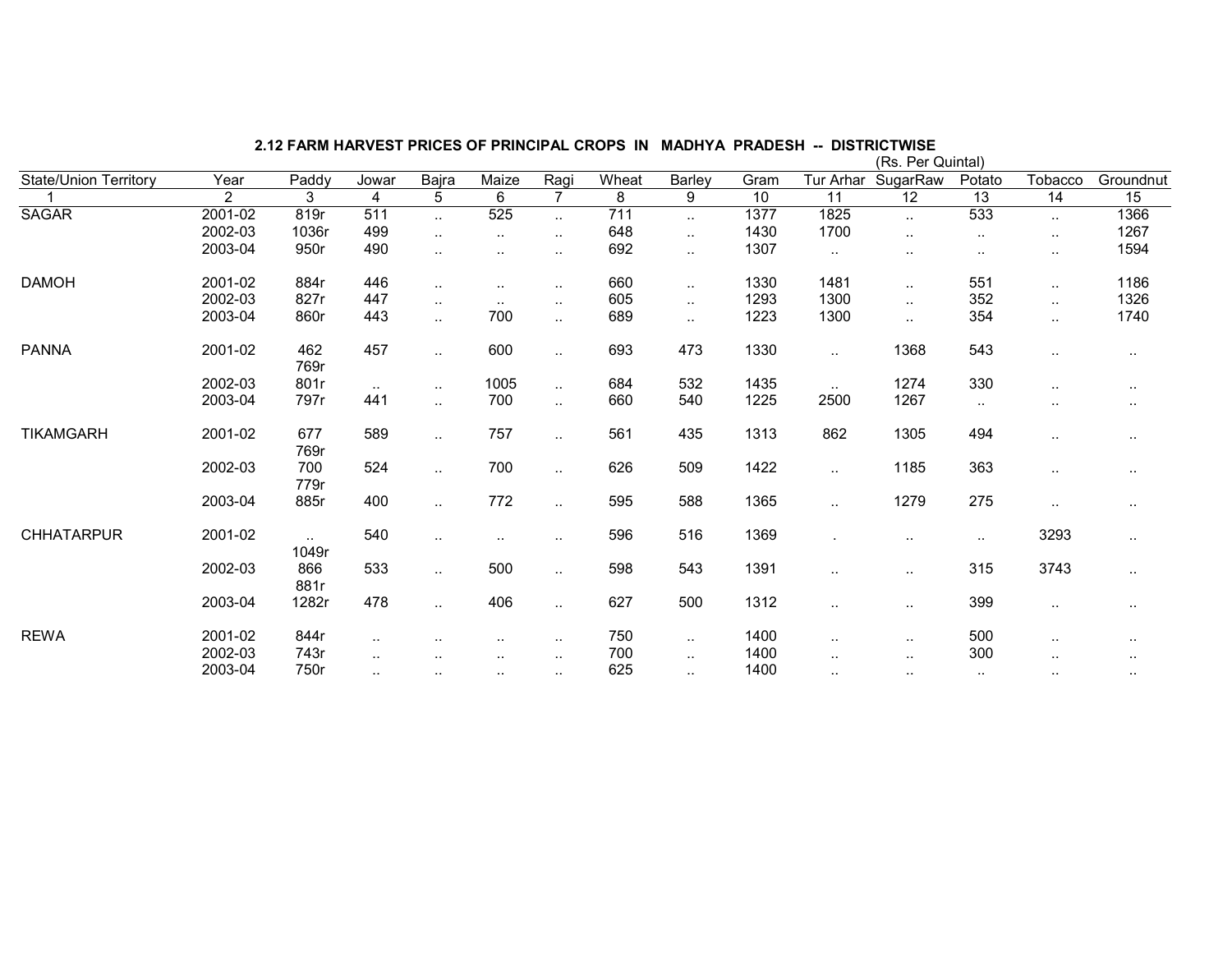## 2.12 FARM HARVEST PRICES OF PRINCIPAL CROPS IN MADHYA PRADESH -- DISTRICTWISE

(Rs. Per Quintal)

| State/Union Territory | Year | Paddy | Jowar | Bajra | Maize | Ragi | Wheat | Barley | Gram | Tur Arhar | SugarRaw | Potato | Tobacco | Groundnut |
|---|---|---|---|---|---|---|---|---|---|---|---|---|---|---|
| 1 | 2 | 3 | 4 | 5 | 6 | 7 | 8 | 9 | 10 | 11 | 12 | 13 | 14 | 15 |
| SAGAR | 2001-02 | 819r | 511 | .. | 525 | .. | 711 | .. | 1377 | 1825 | .. | 533 | .. | 1366 |
| | 2002-03 | 1036r | 499 | .. | .. | .. | 648 | .. | 1430 | 1700 | .. | .. | .. | 1267 |
| | 2003-04 | 950r | 490 | .. | .. | .. | 692 | .. | 1307 | .. | .. | .. | .. | 1594 |
| DAMOH | 2001-02 | 884r | 446 | .. | .. | .. | 660 | .. | 1330 | 1481 | .. | 551 | .. | 1186 |
| | 2002-03 | 827r | 447 | .. | .. | .. | 605 | .. | 1293 | 1300 | .. | 352 | .. | 1326 |
| | 2003-04 | 860r | 443 | .. | 700 | .. | 689 | .. | 1223 | 1300 | .. | 354 | .. | 1740 |
| PANNA | 2001-02 | 462<br>769r | 457 | .. | 600 | .. | 693 | 473 | 1330 | .. | 1368 | 543 | .. | .. |
| | 2002-03 | 801r | .. | .. | 1005 | .. | 684 | 532 | 1435 | .. | 1274 | 330 | .. | .. |
| | 2003-04 | 797r | 441 | .. | 700 | .. | 660 | 540 | 1225 | 2500 | 1267 | .. | .. | .. |
| TIKAMGARH | 2001-02 | 677<br>769r | 589 | .. | 757 | .. | 561 | 435 | 1313 | 862 | 1305 | 494 | .. | .. |
| | 2002-03 | 700<br>779r | 524 | .. | 700 | .. | 626 | 509 | 1422 | .. | 1185 | 363 | .. | .. |
| | 2003-04 | 885r | 400 | .. | 772 | .. | 595 | 588 | 1365 | .. | 1279 | 275 | .. | .. |
| CHHATARPUR | 2001-02 | ..<br>1049r | 540 | .. | .. | .. | 596 | 516 | 1369 | . | .. | .. | 3293 | .. |
| | 2002-03 | 866<br>881r | 533 | .. | 500 | .. | 598 | 543 | 1391 | .. | .. | 315 | 3743 | .. |
| | 2003-04 | 1282r | 478 | .. | 406 | .. | 627 | 500 | 1312 | .. | .. | 399 | .. | .. |
| REWA | 2001-02 | 844r | .. | .. | .. | .. | 750 | .. | 1400 | .. | .. | 500 | .. | .. |
| | 2002-03 | 743r | .. | .. | .. | .. | 700 | .. | 1400 | .. | .. | 300 | .. | .. |
| | 2003-04 | 750r | .. | .. | .. | .. | 625 | .. | 1400 | .. | .. | .. | .. | .. |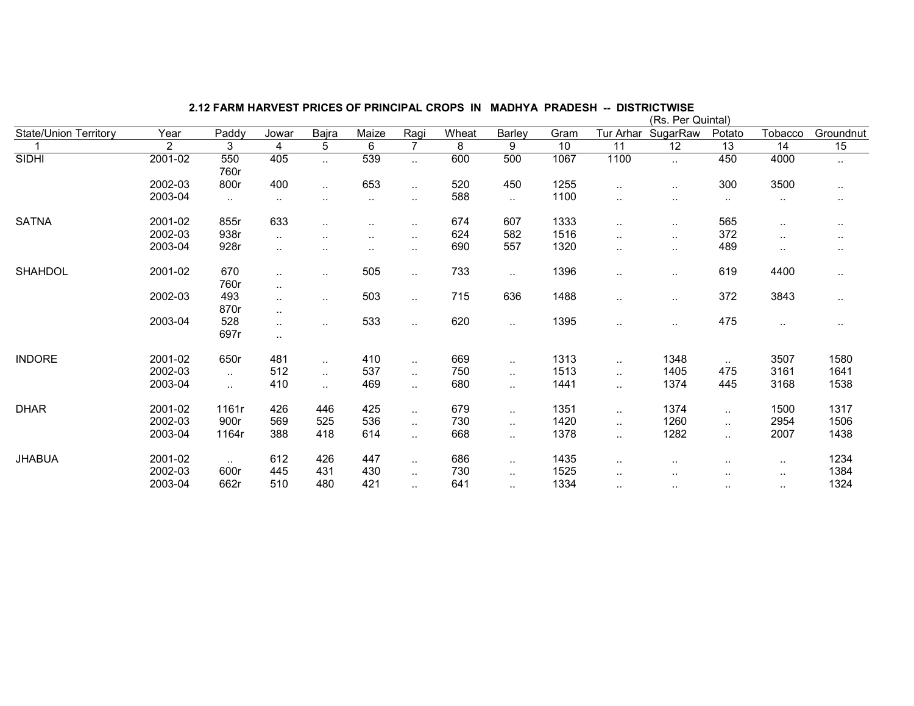## 2.12 FARM HARVEST PRICES OF PRINCIPAL CROPS IN MADHYA PRADESH -- DISTRICTWISE

(Rs. Per Quintal)

| State/Union Territory | Year | Paddy | Jowar | Bajra | Maize | Ragi | Wheat | Barley | Gram | Tur Arhar | SugarRaw | Potato | Tobacco | Groundnut |
|---|---|---|---|---|---|---|---|---|---|---|---|---|---|---|
| 1 | 2 | 3 | 4 | 5 | 6 | 7 | 8 | 9 | 10 | 11 | 12 | 13 | 14 | 15 |
| SIDHI | 2001-02 | 550 | 405 | .. | 539 | .. | 600 | 500 | 1067 | 1100 | .. | 450 | 4000 | .. |
| | | 760r | | | | | | | | | | | | |
| | 2002-03 | 800r | 400 | .. | 653 | .. | 520 | 450 | 1255 | .. | .. | 300 | 3500 | .. |
| | 2003-04 | .. | .. | .. | .. | .. | 588 | .. | 1100 | .. | .. | .. | .. | .. |
| SATNA | 2001-02 | 855r | 633 | .. | .. | .. | 674 | 607 | 1333 | .. | .. | 565 | .. | .. |
| | 2002-03 | 938r | .. | .. | .. | .. | 624 | 582 | 1516 | .. | .. | 372 | .. | .. |
| | 2003-04 | 928r | .. | .. | .. | .. | 690 | 557 | 1320 | .. | .. | 489 | .. | .. |
| SHAHDOL | 2001-02 | 670 | .. | .. | 505 | .. | 733 | .. | 1396 | .. | .. | 619 | 4400 | .. |
| | | 760r | .. | | | | | | | | | | | |
| | 2002-03 | 493 | .. | .. | 503 | .. | 715 | 636 | 1488 | .. | .. | 372 | 3843 | .. |
| | | 870r | .. | | | | | | | | | | | |
| | 2003-04 | 528 | .. | .. | 533 | .. | 620 | .. | 1395 | .. | .. | 475 | .. | .. |
| | | 697r | .. | | | | | | | | | | | |
| INDORE | 2001-02 | 650r | 481 | .. | 410 | .. | 669 | .. | 1313 | .. | 1348 | .. | 3507 | 1580 |
| | 2002-03 | .. | 512 | .. | 537 | .. | 750 | .. | 1513 | .. | 1405 | 475 | 3161 | 1641 |
| | 2003-04 | .. | 410 | .. | 469 | .. | 680 | .. | 1441 | .. | 1374 | 445 | 3168 | 1538 |
| DHAR | 2001-02 | 1161r | 426 | 446 | 425 | .. | 679 | .. | 1351 | .. | 1374 | .. | 1500 | 1317 |
| | 2002-03 | 900r | 569 | 525 | 536 | .. | 730 | .. | 1420 | .. | 1260 | .. | 2954 | 1506 |
| | 2003-04 | 1164r | 388 | 418 | 614 | .. | 668 | .. | 1378 | .. | 1282 | .. | 2007 | 1438 |
| JHABUA | 2001-02 | .. | 612 | 426 | 447 | .. | 686 | .. | 1435 | .. | .. | .. | .. | 1234 |
| | 2002-03 | 600r | 445 | 431 | 430 | .. | 730 | .. | 1525 | .. | .. | .. | .. | 1384 |
| | 2003-04 | 662r | 510 | 480 | 421 | .. | 641 | .. | 1334 | .. | .. | .. | .. | 1324 |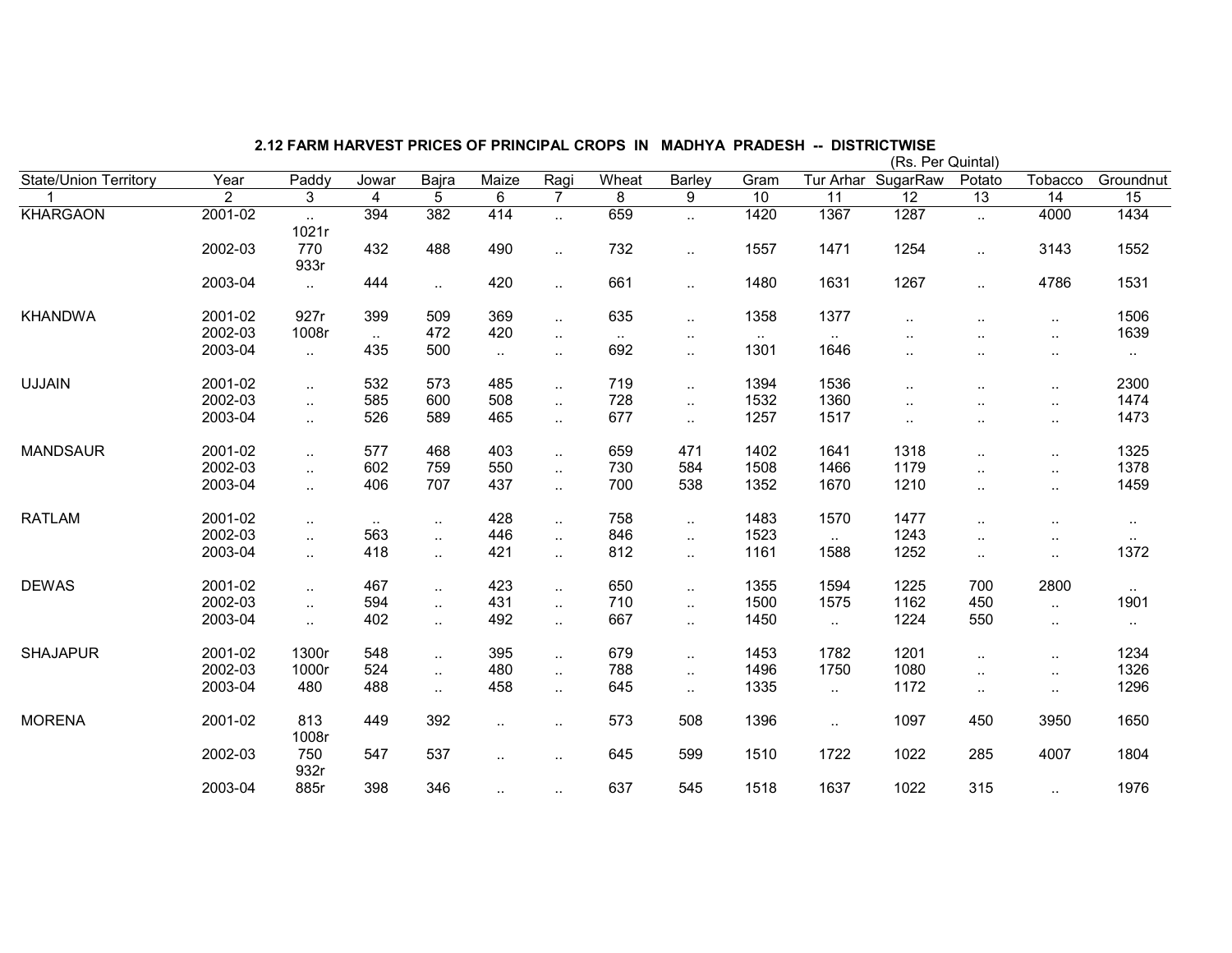**2.12 FARM HARVEST PRICES OF PRINCIPAL CROPS IN MADHYA PRADESH -- DISTRICTWISE**

(Rs. Per Quintal)

| State/Union Territory | Year | Paddy | Jowar | Bajra | Maize | Ragi | Wheat | Barley | Gram | Tur Arhar | SugarRaw | Potato | Tobacco | Groundnut |
|---|---|---|---|---|---|---|---|---|---|---|---|---|---|---|
| 1 | 2 | 3 | 4 | 5 | 6 | 7 | 8 | 9 | 10 | 11 | 12 | 13 | 14 | 15 |
| KHARGAON | 2001-02 | .. 1021r | 394 | 382 | 414 | .. | 659 | .. | 1420 | 1367 | 1287 | .. | 4000 | 1434 |
| | 2002-03 | 770 933r | 432 | 488 | 490 | .. | 732 | .. | 1557 | 1471 | 1254 | .. | 3143 | 1552 |
| | 2003-04 | .. | 444 | .. | 420 | .. | 661 | .. | 1480 | 1631 | 1267 | .. | 4786 | 1531 |
| KHANDWA | 2001-02 | 927r | 399 | 509 | 369 | .. | 635 | .. | 1358 | 1377 | .. | .. | .. | 1506 |
| | 2002-03 | 1008r | .. | 472 | 420 | .. | .. | .. | .. | .. | .. | .. | .. | 1639 |
| | 2003-04 | .. | 435 | 500 | .. | .. | 692 | .. | 1301 | 1646 | .. | .. | .. | .. |
| UJJAIN | 2001-02 | .. | 532 | 573 | 485 | .. | 719 | .. | 1394 | 1536 | .. | .. | .. | 2300 |
| | 2002-03 | .. | 585 | 600 | 508 | .. | 728 | .. | 1532 | 1360 | .. | .. | .. | 1474 |
| | 2003-04 | .. | 526 | 589 | 465 | .. | 677 | .. | 1257 | 1517 | .. | .. | .. | 1473 |
| MANDSAUR | 2001-02 | .. | 577 | 468 | 403 | .. | 659 | 471 | 1402 | 1641 | 1318 | .. | .. | 1325 |
| | 2002-03 | .. | 602 | 759 | 550 | .. | 730 | 584 | 1508 | 1466 | 1179 | .. | .. | 1378 |
| | 2003-04 | .. | 406 | 707 | 437 | .. | 700 | 538 | 1352 | 1670 | 1210 | .. | .. | 1459 |
| RATLAM | 2001-02 | .. | .. | .. | 428 | .. | 758 | .. | 1483 | 1570 | 1477 | .. | .. | .. |
| | 2002-03 | .. | 563 | .. | 446 | .. | 846 | .. | 1523 | .. | 1243 | .. | .. | .. |
| | 2003-04 | .. | 418 | .. | 421 | .. | 812 | .. | 1161 | 1588 | 1252 | .. | .. | 1372 |
| DEWAS | 2001-02 | .. | 467 | .. | 423 | .. | 650 | .. | 1355 | 1594 | 1225 | 700 | 2800 | .. |
| | 2002-03 | .. | 594 | .. | 431 | .. | 710 | .. | 1500 | 1575 | 1162 | 450 | .. | 1901 |
| | 2003-04 | .. | 402 | .. | 492 | .. | 667 | .. | 1450 | .. | 1224 | 550 | .. | .. |
| SHAJAPUR | 2001-02 | 1300r | 548 | .. | 395 | .. | 679 | .. | 1453 | 1782 | 1201 | .. | .. | 1234 |
| | 2002-03 | 1000r | 524 | .. | 480 | .. | 788 | .. | 1496 | 1750 | 1080 | .. | .. | 1326 |
| | 2003-04 | 480 | 488 | .. | 458 | .. | 645 | .. | 1335 | .. | 1172 | .. | .. | 1296 |
| MORENA | 2001-02 | 813 1008r | 449 | 392 | .. | .. | 573 | 508 | 1396 | .. | 1097 | 450 | 3950 | 1650 |
| | 2002-03 | 750 932r | 547 | 537 | .. | .. | 645 | 599 | 1510 | 1722 | 1022 | 285 | 4007 | 1804 |
| | 2003-04 | 885r | 398 | 346 | .. | .. | 637 | 545 | 1518 | 1637 | 1022 | 315 | .. | 1976 |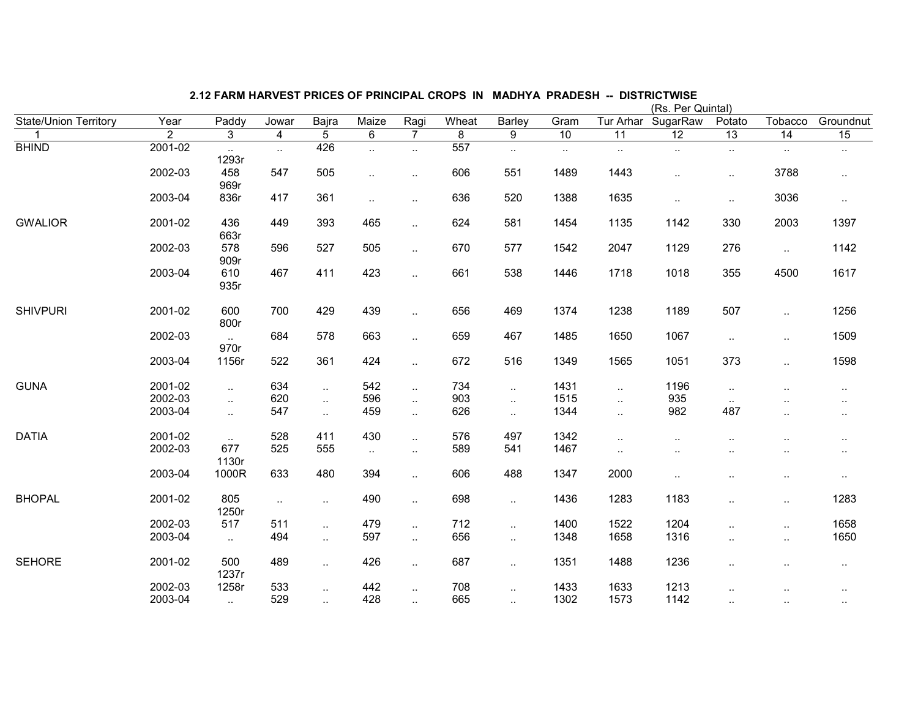## 2.12 FARM HARVEST PRICES OF PRINCIPAL CROPS IN MADHYA PRADESH -- DISTRICTWISE

(Rs. Per Quintal)

| State/Union Territory | Year | Paddy | Jowar | Bajra | Maize | Ragi | Wheat | Barley | Gram | Tur Arhar | SugarRaw | Potato | Tobacco | Groundnut |
|---|---|---|---|---|---|---|---|---|---|---|---|---|---|---|
| 1 | 2 | 3 | 4 | 5 | 6 | 7 | 8 | 9 | 10 | 11 | 12 | 13 | 14 | 15 |
| BHIND | 2001-02 | .. 1293r | .. | 426 | .. | .. | 557 | .. | .. | .. | .. | .. | .. | .. |
| | 2002-03 | 458 969r | 547 | 505 | .. | .. | 606 | 551 | 1489 | 1443 | .. | .. | 3788 | .. |
| | 2003-04 | 836r | 417 | 361 | .. | .. | 636 | 520 | 1388 | 1635 | .. | .. | 3036 | .. |
| GWALIOR | 2001-02 | 436 663r | 449 | 393 | 465 | .. | 624 | 581 | 1454 | 1135 | 1142 | 330 | 2003 | 1397 |
| | 2002-03 | 578 909r | 596 | 527 | 505 | .. | 670 | 577 | 1542 | 2047 | 1129 | 276 | .. | 1142 |
| | 2003-04 | 610 935r | 467 | 411 | 423 | .. | 661 | 538 | 1446 | 1718 | 1018 | 355 | 4500 | 1617 |
| SHIVPURI | 2001-02 | 600 800r | 700 | 429 | 439 | .. | 656 | 469 | 1374 | 1238 | 1189 | 507 | .. | 1256 |
| | 2002-03 | .. 970r | 684 | 578 | 663 | .. | 659 | 467 | 1485 | 1650 | 1067 | .. | .. | 1509 |
| | 2003-04 | 1156r | 522 | 361 | 424 | .. | 672 | 516 | 1349 | 1565 | 1051 | 373 | .. | 1598 |
| GUNA | 2001-02 | .. | 634 | .. | 542 | .. | 734 | .. | 1431 | .. | 1196 | .. | .. | .. |
| | 2002-03 | .. | 620 | .. | 596 | .. | 903 | .. | 1515 | .. | 935 | .. | .. | .. |
| | 2003-04 | .. | 547 | .. | 459 | .. | 626 | .. | 1344 | .. | 982 | 487 | .. | .. |
| DATIA | 2001-02 | .. | 528 | 411 | 430 | .. | 576 | 497 | 1342 | .. | .. | .. | .. | .. |
| | 2002-03 | 677 1130r | 525 | 555 | .. | .. | 589 | 541 | 1467 | .. | .. | .. | .. | .. |
| | 2003-04 | 1000R | 633 | 480 | 394 | .. | 606 | 488 | 1347 | 2000 | .. | .. | .. | .. |
| BHOPAL | 2001-02 | 805 1250r | .. | .. | 490 | .. | 698 | .. | 1436 | 1283 | 1183 | .. | .. | 1283 |
| | 2002-03 | 517 | 511 | .. | 479 | .. | 712 | .. | 1400 | 1522 | 1204 | .. | .. | 1658 |
| | 2003-04 | .. | 494 | .. | 597 | .. | 656 | .. | 1348 | 1658 | 1316 | .. | .. | 1650 |
| SEHORE | 2001-02 | 500 1237r | 489 | .. | 426 | .. | 687 | .. | 1351 | 1488 | 1236 | .. | .. | .. |
| | 2002-03 | 1258r | 533 | .. | 442 | .. | 708 | .. | 1433 | 1633 | 1213 | .. | .. | .. |
| | 2003-04 | .. | 529 | .. | 428 | .. | 665 | .. | 1302 | 1573 | 1142 | .. | .. | .. |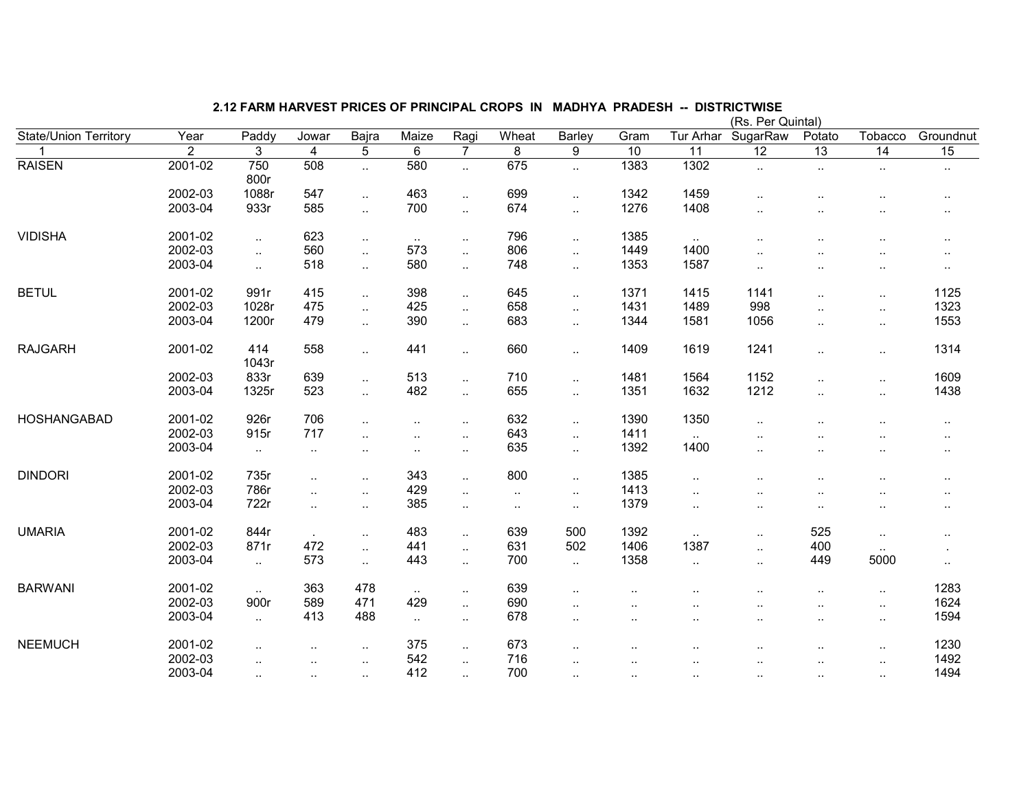## 2.12 FARM HARVEST PRICES OF PRINCIPAL CROPS IN MADHYA PRADESH -- DISTRICTWISE

(Rs. Per Quintal)

| State/Union Territory | Year | Paddy | Jowar | Bajra | Maize | Ragi | Wheat | Barley | Gram | Tur Arhar | SugarRaw | Potato | Tobacco | Groundnut |
|---|---|---|---|---|---|---|---|---|---|---|---|---|---|---|
| 1 | 2 | 3 | 4 | 5 | 6 | 7 | 8 | 9 | 10 | 11 | 12 | 13 | 14 | 15 |
| RAISEN | 2001-02 | 750 800r | 508 | .. | 580 | .. | 675 | .. | 1383 | 1302 | .. | .. | .. | .. |
| | 2002-03 | 1088r | 547 | .. | 463 | .. | 699 | .. | 1342 | 1459 | .. | .. | .. | .. |
| | 2003-04 | 933r | 585 | .. | 700 | .. | 674 | .. | 1276 | 1408 | .. | .. | .. | .. |
| VIDISHA | 2001-02 | .. | 623 | .. | .. | .. | 796 | .. | 1385 | .. | .. | .. | .. | .. |
| | 2002-03 | .. | 560 | .. | 573 | .. | 806 | .. | 1449 | 1400 | .. | .. | .. | .. |
| | 2003-04 | .. | 518 | .. | 580 | .. | 748 | .. | 1353 | 1587 | .. | .. | .. | .. |
| BETUL | 2001-02 | 991r | 415 | .. | 398 | .. | 645 | .. | 1371 | 1415 | 1141 | .. | .. | 1125 |
| | 2002-03 | 1028r | 475 | .. | 425 | .. | 658 | .. | 1431 | 1489 | 998 | .. | .. | 1323 |
| | 2003-04 | 1200r | 479 | .. | 390 | .. | 683 | .. | 1344 | 1581 | 1056 | .. | .. | 1553 |
| RAJGARH | 2001-02 | 414 1043r | 558 | .. | 441 | .. | 660 | .. | 1409 | 1619 | 1241 | .. | .. | 1314 |
| | 2002-03 | 833r | 639 | .. | 513 | .. | 710 | .. | 1481 | 1564 | 1152 | .. | .. | 1609 |
| | 2003-04 | 1325r | 523 | .. | 482 | .. | 655 | .. | 1351 | 1632 | 1212 | .. | .. | 1438 |
| HOSHANGABAD | 2001-02 | 926r | 706 | .. | .. | .. | 632 | .. | 1390 | 1350 | .. | .. | .. | .. |
| | 2002-03 | 915r | 717 | .. | .. | .. | 643 | .. | 1411 | .. | .. | .. | .. | .. |
| | 2003-04 | .. | .. | .. | .. | .. | 635 | .. | 1392 | 1400 | .. | .. | .. | .. |
| DINDORI | 2001-02 | 735r | .. | .. | 343 | .. | 800 | .. | 1385 | .. | .. | .. | .. | .. |
| | 2002-03 | 786r | .. | .. | 429 | .. | .. | .. | 1413 | .. | .. | .. | .. | .. |
| | 2003-04 | 722r | .. | .. | 385 | .. | .. | .. | 1379 | .. | .. | .. | .. | .. |
| UMARIA | 2001-02 | 844r | . | .. | 483 | .. | 639 | 500 | 1392 | .. | .. | 525 | .. | .. |
| | 2002-03 | 871r | 472 | .. | 441 | .. | 631 | 502 | 1406 | 1387 | .. | 400 | .. | . |
| | 2003-04 | .. | 573 | .. | 443 | .. | 700 | .. | 1358 | .. | .. | 449 | 5000 | .. |
| BARWANI | 2001-02 | .. | 363 | 478 | .. | .. | 639 | .. | .. | .. | .. | .. | .. | 1283 |
| | 2002-03 | 900r | 589 | 471 | 429 | .. | 690 | .. | .. | .. | .. | .. | .. | 1624 |
| | 2003-04 | .. | 413 | 488 | .. | .. | 678 | .. | .. | .. | .. | .. | .. | 1594 |
| NEEMUCH | 2001-02 | .. | .. | .. | 375 | .. | 673 | .. | .. | .. | .. | .. | .. | 1230 |
| | 2002-03 | .. | .. | .. | 542 | .. | 716 | .. | .. | .. | .. | .. | .. | 1492 |
| | 2003-04 | .. | .. | .. | 412 | .. | 700 | .. | .. | .. | .. | .. | .. | 1494 |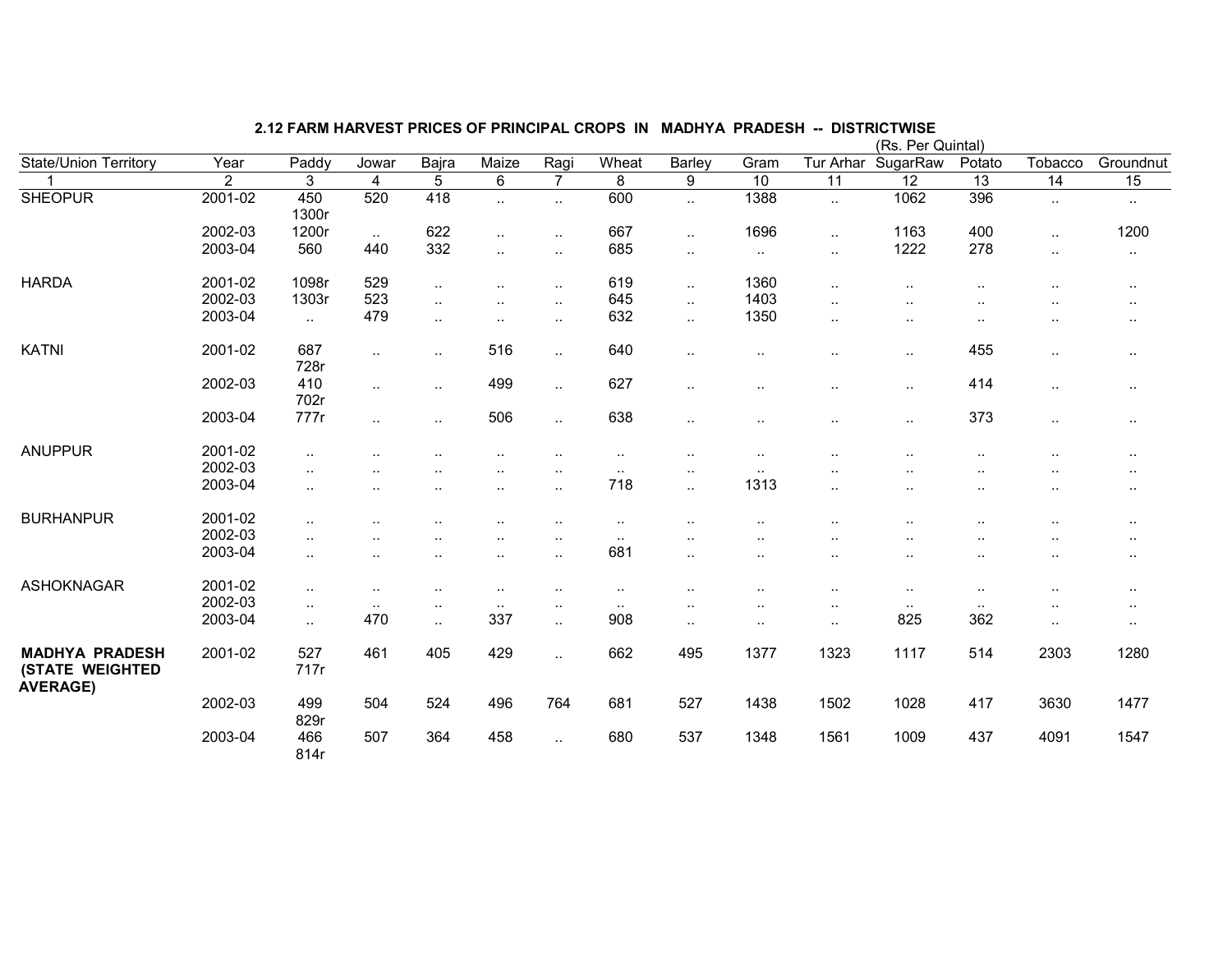## 2.12 FARM HARVEST PRICES OF PRINCIPAL CROPS IN MADHYA PRADESH -- DISTRICTWISE

(Rs. Per Quintal)

| State/Union Territory | Year | Paddy | Jowar | Bajra | Maize | Ragi | Wheat | Barley | Gram | Tur Arhar | SugarRaw | Potato | Tobacco | Groundnut |
|---|---|---|---|---|---|---|---|---|---|---|---|---|---|---|
| 1 | 2 | 3 | 4 | 5 | 6 | 7 | 8 | 9 | 10 | 11 | 12 | 13 | 14 | 15 |
| SHEOPUR | 2001-02 | 450 1300r | 520 | 418 | .. | .. | 600 | .. | 1388 | .. | 1062 | 396 | .. | .. |
| | 2002-03 | 1200r | .. | 622 | .. | .. | 667 | .. | 1696 | .. | 1163 | 400 | .. | 1200 |
| | 2003-04 | 560 | 440 | 332 | .. | .. | 685 | .. | .. | .. | 1222 | 278 | .. | .. |
| HARDA | 2001-02 | 1098r | 529 | .. | .. | .. | 619 | .. | 1360 | .. | .. | .. | .. | .. |
| | 2002-03 | 1303r | 523 | .. | .. | .. | 645 | .. | 1403 | .. | .. | .. | .. | .. |
| | 2003-04 | .. | 479 | .. | .. | .. | 632 | .. | 1350 | .. | .. | .. | .. | .. |
| KATNI | 2001-02 | 687 728r | .. | .. | 516 | .. | 640 | .. | .. | .. | .. | 455 | .. | .. |
| | 2002-03 | 410 702r | .. | .. | 499 | .. | 627 | .. | .. | .. | .. | 414 | .. | .. |
| | 2003-04 | 777r | .. | .. | 506 | .. | 638 | .. | .. | .. | .. | 373 | .. | .. |
| ANUPPUR | 2001-02 | .. | .. | .. | .. | .. | .. | .. | .. | .. | .. | .. | .. | .. |
| | 2002-03 | .. | .. | .. | .. | .. | .. | .. | .. | .. | .. | .. | .. | .. |
| | 2003-04 | .. | .. | .. | .. | .. | 718 | .. | 1313 | .. | .. | .. | .. | .. |
| BURHANPUR | 2001-02 | .. | .. | .. | .. | .. | .. | .. | .. | .. | .. | .. | .. | .. |
| | 2002-03 | .. | .. | .. | .. | .. | .. | .. | .. | .. | .. | .. | .. | .. |
| | 2003-04 | .. | .. | .. | .. | .. | 681 | .. | .. | .. | .. | .. | .. | .. |
| ASHOKNAGAR | 2001-02 | .. | .. | .. | .. | .. | .. | .. | .. | .. | .. | .. | .. | .. |
| | 2002-03 | .. | .. | .. | .. | .. | .. | .. | .. | .. | .. | .. | .. | .. |
| | 2003-04 | .. | 470 | .. | 337 | .. | 908 | .. | .. | .. | 825 | 362 | .. | .. |
| **MADHYA PRADESH (STATE WEIGHTED AVERAGE)** | 2001-02 | 527 717r | 461 | 405 | 429 | .. | 662 | 495 | 1377 | 1323 | 1117 | 514 | 2303 | 1280 |
| | 2002-03 | 499 829r | 504 | 524 | 496 | 764 | 681 | 527 | 1438 | 1502 | 1028 | 417 | 3630 | 1477 |
| | 2003-04 | 466 814r | 507 | 364 | 458 | .. | 680 | 537 | 1348 | 1561 | 1009 | 437 | 4091 | 1547 |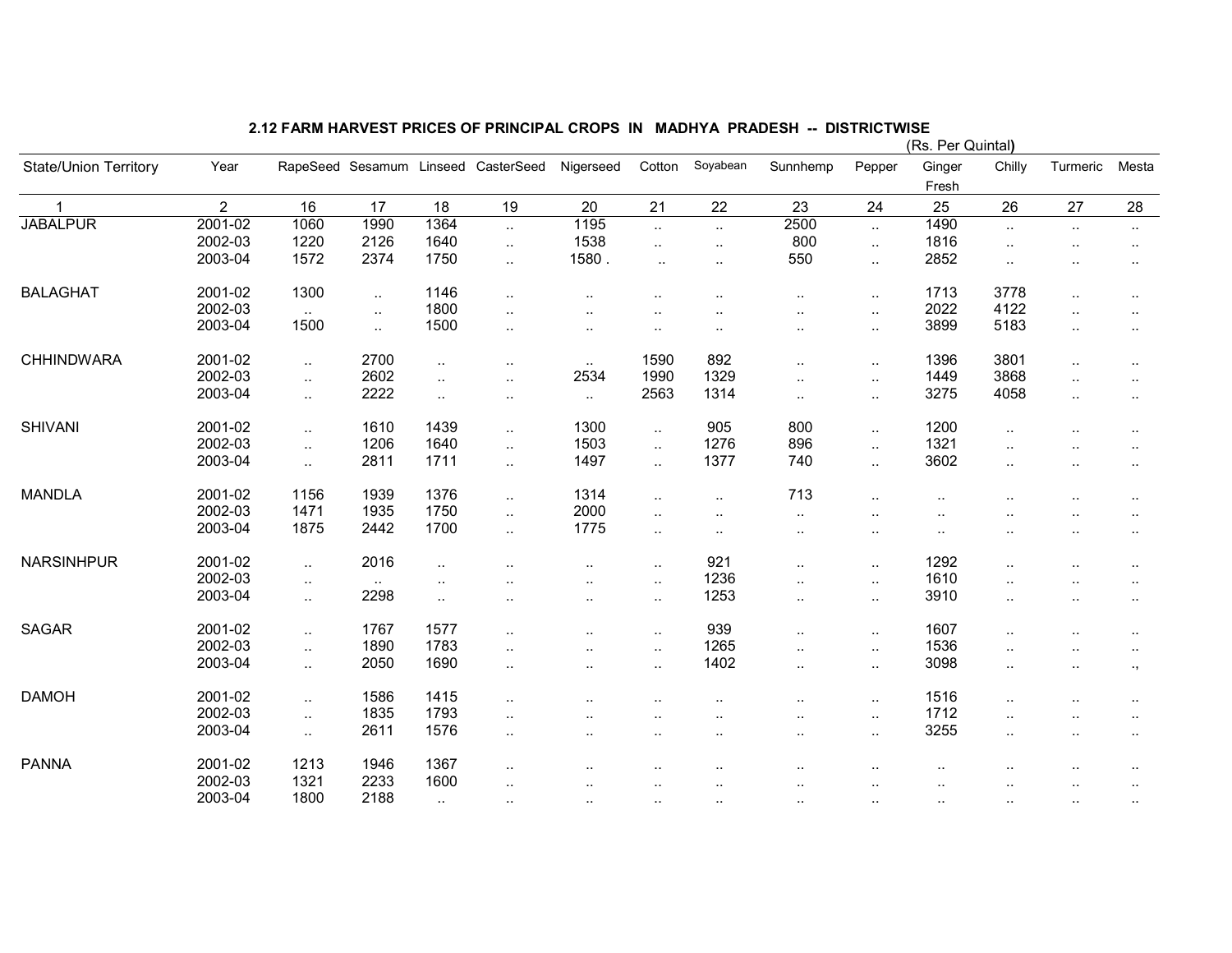## 2.12 FARM HARVEST PRICES OF PRINCIPAL CROPS IN MADHYA PRADESH -- DISTRICTWISE

(Rs. Per Quintal)

| State/Union Territory | Year | RapeSeed | Sesamum | Linseed | CasterSeed | Nigerseed | Cotton | Soyabean | Sunnhemp | Pepper | Ginger Fresh | Chilly | Turmeric | Mesta |
|---|---|---|---|---|---|---|---|---|---|---|---|---|---|---|
| 1 | 2 | 16 | 17 | 18 | 19 | 20 | 21 | 22 | 23 | 24 | 25 | 26 | 27 | 28 |
| JABALPUR | 2001-02 | 1060 | 1990 | 1364 | .. | 1195 | .. | .. | 2500 | .. | 1490 | .. | .. | .. |
| | 2002-03 | 1220 | 2126 | 1640 | .. | 1538 | .. | .. | 800 | .. | 1816 | .. | .. | .. |
| | 2003-04 | 1572 | 2374 | 1750 | .. | 1580 . | .. | .. | 550 | .. | 2852 | .. | .. | .. |
| BALAGHAT | 2001-02 | 1300 | .. | 1146 | .. | .. | .. | .. | .. | .. | 1713 | 3778 | .. | .. |
| | 2002-03 | .. | .. | 1800 | .. | .. | .. | .. | .. | .. | 2022 | 4122 | .. | .. |
| | 2003-04 | 1500 | .. | 1500 | .. | .. | .. | .. | .. | .. | 3899 | 5183 | .. | .. |
| CHHINDWARA | 2001-02 | .. | 2700 | .. | .. | .. | 1590 | 892 | .. | .. | 1396 | 3801 | .. | .. |
| | 2002-03 | .. | 2602 | .. | .. | 2534 | 1990 | 1329 | .. | .. | 1449 | 3868 | .. | .. |
| | 2003-04 | .. | 2222 | .. | .. | .. | 2563 | 1314 | .. | .. | 3275 | 4058 | .. | .. |
| SHIVANI | 2001-02 | .. | 1610 | 1439 | .. | 1300 | .. | 905 | 800 | .. | 1200 | .. | .. | .. |
| | 2002-03 | .. | 1206 | 1640 | .. | 1503 | .. | 1276 | 896 | .. | 1321 | .. | .. | .. |
| | 2003-04 | .. | 2811 | 1711 | .. | 1497 | .. | 1377 | 740 | .. | 3602 | .. | .. | .. |
| MANDLA | 2001-02 | 1156 | 1939 | 1376 | .. | 1314 | .. | .. | 713 | .. | .. | .. | .. | .. |
| | 2002-03 | 1471 | 1935 | 1750 | .. | 2000 | .. | .. | .. | .. | .. | .. | .. | .. |
| | 2003-04 | 1875 | 2442 | 1700 | .. | 1775 | .. | .. | .. | .. | .. | .. | .. | .. |
| NARSINHPUR | 2001-02 | .. | 2016 | .. | .. | .. | .. | 921 | .. | .. | 1292 | .. | .. | .. |
| | 2002-03 | .. | .. | .. | .. | .. | .. | 1236 | .. | .. | 1610 | .. | .. | .. |
| | 2003-04 | .. | 2298 | .. | .. | .. | .. | 1253 | .. | .. | 3910 | .. | .. | .. |
| SAGAR | 2001-02 | .. | 1767 | 1577 | .. | .. | .. | 939 | .. | .. | 1607 | .. | .. | .. |
| | 2002-03 | .. | 1890 | 1783 | .. | .. | .. | 1265 | .. | .. | 1536 | .. | .. | .. |
| | 2003-04 | .. | 2050 | 1690 | .. | .. | .. | 1402 | .. | .. | 3098 | .. | .. | ., |
| DAMOH | 2001-02 | .. | 1586 | 1415 | .. | .. | .. | .. | .. | .. | 1516 | .. | .. | .. |
| | 2002-03 | .. | 1835 | 1793 | .. | .. | .. | .. | .. | .. | 1712 | .. | .. | .. |
| | 2003-04 | .. | 2611 | 1576 | .. | .. | .. | .. | .. | .. | 3255 | .. | .. | .. |
| PANNA | 2001-02 | 1213 | 1946 | 1367 | .. | .. | .. | .. | .. | .. | .. | .. | .. | .. |
| | 2002-03 | 1321 | 2233 | 1600 | .. | .. | .. | .. | .. | .. | .. | .. | .. | .. |
| | 2003-04 | 1800 | 2188 | .. | .. | .. | .. | .. | .. | .. | .. | .. | .. | .. |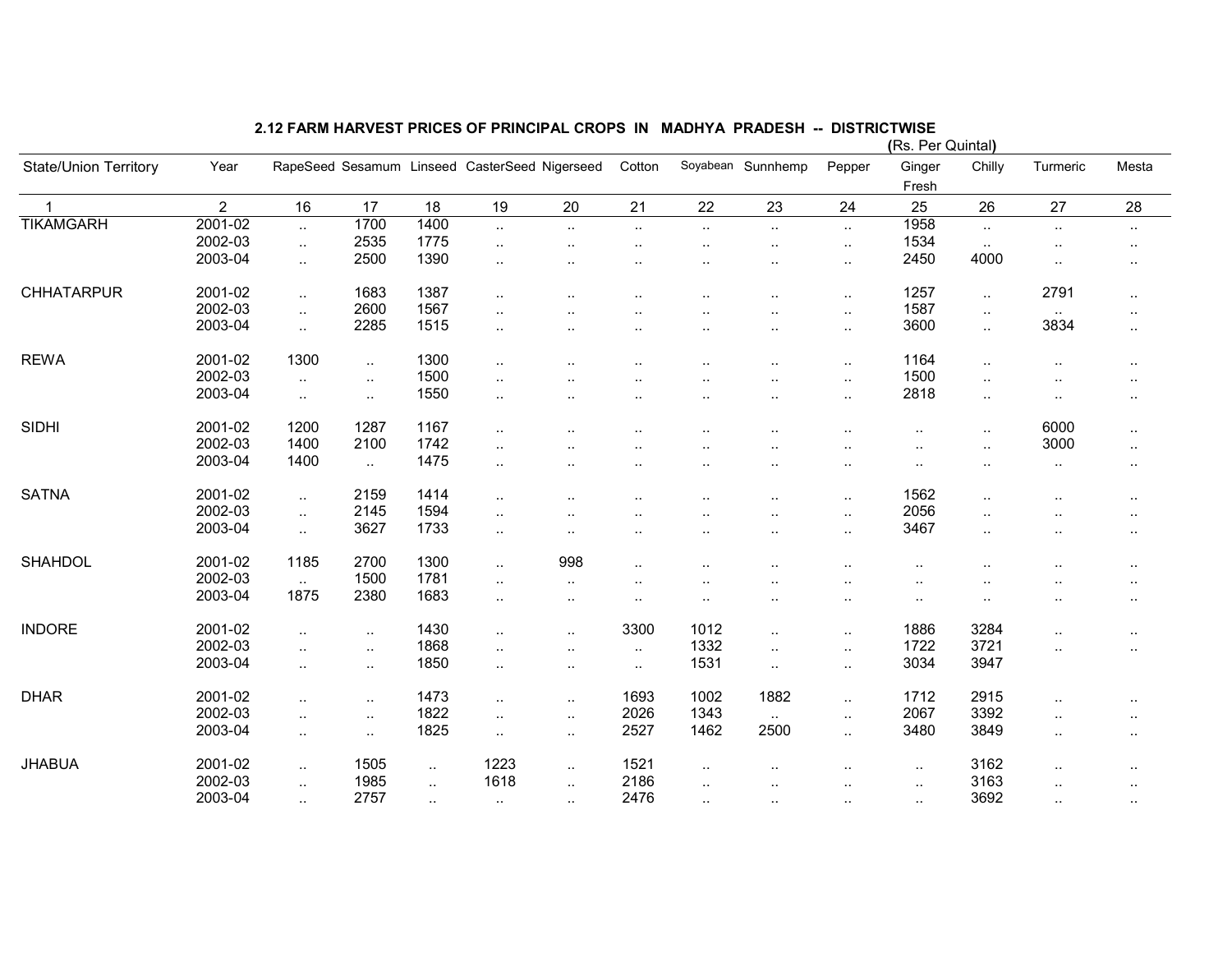## 2.12 FARM HARVEST PRICES OF PRINCIPAL CROPS IN MADHYA PRADESH -- DISTRICTWISE

(Rs. Per Quintal)

| State/Union Territory | Year | RapeSeed | Sesamum | Linseed | CasterSeed | Nigerseed | Cotton | Soyabean | Sunnhemp | Pepper | Ginger Fresh | Chilly | Turmeric | Mesta |
|---|---|---|---|---|---|---|---|---|---|---|---|---|---|---|
| 1 | 2 | 16 | 17 | 18 | 19 | 20 | 21 | 22 | 23 | 24 | 25 | 26 | 27 | 28 |
| TIKAMGARH | 2001-02 | .. | 1700 | 1400 | .. | .. | .. | .. | .. | .. | 1958 | .. | .. | .. |
| | 2002-03 | .. | 2535 | 1775 | .. | .. | .. | .. | .. | .. | 1534 | .. | .. | .. |
| | 2003-04 | .. | 2500 | 1390 | .. | .. | .. | .. | .. | .. | 2450 | 4000 | .. | .. |
| CHHATARPUR | 2001-02 | .. | 1683 | 1387 | .. | .. | .. | .. | .. | .. | 1257 | .. | 2791 | .. |
| | 2002-03 | .. | 2600 | 1567 | .. | .. | .. | .. | .. | .. | 1587 | .. | .. | .. |
| | 2003-04 | .. | 2285 | 1515 | .. | .. | .. | .. | .. | .. | 3600 | .. | 3834 | .. |
| REWA | 2001-02 | 1300 | .. | 1300 | .. | .. | .. | .. | .. | .. | 1164 | .. | .. | .. |
| | 2002-03 | .. | .. | 1500 | .. | .. | .. | .. | .. | .. | 1500 | .. | .. | .. |
| | 2003-04 | .. | .. | 1550 | .. | .. | .. | .. | .. | .. | 2818 | .. | .. | .. |
| SIDHI | 2001-02 | 1200 | 1287 | 1167 | .. | .. | .. | .. | .. | .. | .. | .. | 6000 | .. |
| | 2002-03 | 1400 | 2100 | 1742 | .. | .. | .. | .. | .. | .. | .. | .. | 3000 | .. |
| | 2003-04 | 1400 | .. | 1475 | .. | .. | .. | .. | .. | .. | .. | .. | .. | .. |
| SATNA | 2001-02 | .. | 2159 | 1414 | .. | .. | .. | .. | .. | .. | 1562 | .. | .. | .. |
| | 2002-03 | .. | 2145 | 1594 | .. | .. | .. | .. | .. | .. | 2056 | .. | .. | .. |
| | 2003-04 | .. | 3627 | 1733 | .. | .. | .. | .. | .. | .. | 3467 | .. | .. | .. |
| SHAHDOL | 2001-02 | 1185 | 2700 | 1300 | .. | 998 | .. | .. | .. | .. | .. | .. | .. | .. |
| | 2002-03 | .. | 1500 | 1781 | .. | .. | .. | .. | .. | .. | .. | .. | .. | .. |
| | 2003-04 | 1875 | 2380 | 1683 | .. | .. | .. | .. | .. | .. | .. | .. | .. | .. |
| INDORE | 2001-02 | .. | .. | 1430 | .. | .. | 3300 | 1012 | .. | .. | 1886 | 3284 | .. | .. |
| | 2002-03 | .. | .. | 1868 | .. | .. | .. | 1332 | .. | .. | 1722 | 3721 | .. | .. |
| | 2003-04 | .. | .. | 1850 | .. | .. | .. | 1531 | .. | .. | 3034 | 3947 | | |
| DHAR | 2001-02 | .. | .. | 1473 | .. | .. | 1693 | 1002 | 1882 | .. | 1712 | 2915 | .. | .. |
| | 2002-03 | .. | .. | 1822 | .. | .. | 2026 | 1343 | .. | .. | 2067 | 3392 | .. | .. |
| | 2003-04 | .. | .. | 1825 | .. | .. | 2527 | 1462 | 2500 | .. | 3480 | 3849 | .. | .. |
| JHABUA | 2001-02 | .. | 1505 | .. | 1223 | .. | 1521 | .. | .. | .. | .. | 3162 | .. | .. |
| | 2002-03 | .. | 1985 | .. | 1618 | .. | 2186 | .. | .. | .. | .. | 3163 | .. | .. |
| | 2003-04 | .. | 2757 | .. | .. | .. | 2476 | .. | .. | .. | .. | 3692 | .. | .. |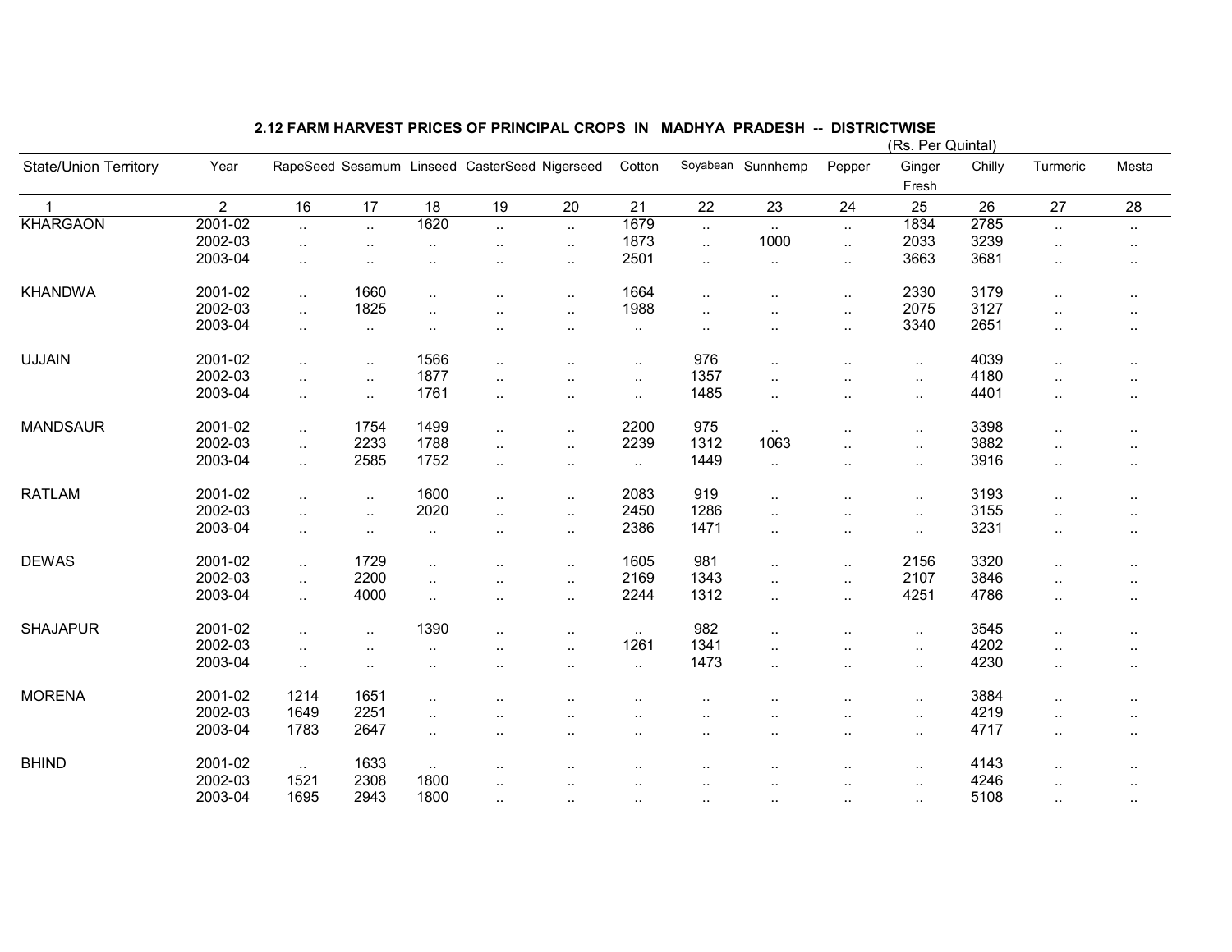## 2.12 FARM HARVEST PRICES OF PRINCIPAL CROPS IN MADHYA PRADESH -- DISTRICTWISE

(Rs. Per Quintal)

| State/Union Territory | Year | RapeSeed | Sesamum | Linseed | CasterSeed | Nigerseed | Cotton | Soyabean | Sunnhemp | Pepper | Ginger Fresh | Chilly | Turmeric | Mesta |
|---|---|---|---|---|---|---|---|---|---|---|---|---|---|---|
| 1 | 2 | 16 | 17 | 18 | 19 | 20 | 21 | 22 | 23 | 24 | 25 | 26 | 27 | 28 |
| KHARGAON | 2001-02 | .. | .. | 1620 | .. | .. | 1679 | .. | .. | .. | 1834 | 2785 | .. | .. |
| | 2002-03 | .. | .. | .. | .. | .. | 1873 | .. | 1000 | .. | 2033 | 3239 | .. | .. |
| | 2003-04 | .. | .. | .. | .. | .. | 2501 | .. | .. | .. | 3663 | 3681 | .. | .. |
| KHANDWA | 2001-02 | .. | 1660 | .. | .. | .. | 1664 | .. | .. | .. | 2330 | 3179 | .. | .. |
| | 2002-03 | .. | 1825 | .. | .. | .. | 1988 | .. | .. | .. | 2075 | 3127 | .. | .. |
| | 2003-04 | .. | .. | .. | .. | .. | .. | .. | .. | .. | 3340 | 2651 | .. | .. |
| UJJAIN | 2001-02 | .. | .. | 1566 | .. | .. | .. | 976 | .. | .. | .. | 4039 | .. | .. |
| | 2002-03 | .. | .. | 1877 | .. | .. | .. | 1357 | .. | .. | .. | 4180 | .. | .. |
| | 2003-04 | .. | .. | 1761 | .. | .. | .. | 1485 | .. | .. | .. | 4401 | .. | .. |
| MANDSAUR | 2001-02 | .. | 1754 | 1499 | .. | .. | 2200 | 975 | .. | .. | .. | 3398 | .. | .. |
| | 2002-03 | .. | 2233 | 1788 | .. | .. | 2239 | 1312 | 1063 | .. | .. | 3882 | .. | .. |
| | 2003-04 | .. | 2585 | 1752 | .. | .. | .. | 1449 | .. | .. | .. | 3916 | .. | .. |
| RATLAM | 2001-02 | .. | .. | 1600 | .. | .. | 2083 | 919 | .. | .. | .. | 3193 | .. | .. |
| | 2002-03 | .. | .. | 2020 | .. | .. | 2450 | 1286 | .. | .. | .. | 3155 | .. | .. |
| | 2003-04 | .. | .. | .. | .. | .. | 2386 | 1471 | .. | .. | .. | 3231 | .. | .. |
| DEWAS | 2001-02 | .. | 1729 | .. | .. | .. | 1605 | 981 | .. | .. | 2156 | 3320 | .. | .. |
| | 2002-03 | .. | 2200 | .. | .. | .. | 2169 | 1343 | .. | .. | 2107 | 3846 | .. | .. |
| | 2003-04 | .. | 4000 | .. | .. | .. | 2244 | 1312 | .. | .. | 4251 | 4786 | .. | .. |
| SHAJAPUR | 2001-02 | .. | .. | 1390 | .. | .. | .. | 982 | .. | .. | .. | 3545 | .. | .. |
| | 2002-03 | .. | .. | .. | .. | .. | 1261 | 1341 | .. | .. | .. | 4202 | .. | .. |
| | 2003-04 | .. | .. | .. | .. | .. | .. | 1473 | .. | .. | .. | 4230 | .. | .. |
| MORENA | 2001-02 | 1214 | 1651 | .. | .. | .. | .. | .. | .. | .. | .. | 3884 | .. | .. |
| | 2002-03 | 1649 | 2251 | .. | .. | .. | .. | .. | .. | .. | .. | 4219 | .. | .. |
| | 2003-04 | 1783 | 2647 | .. | .. | .. | .. | .. | .. | .. | .. | 4717 | .. | .. |
| BHIND | 2001-02 | .. | 1633 | .. | .. | .. | .. | .. | .. | .. | .. | 4143 | .. | .. |
| | 2002-03 | 1521 | 2308 | 1800 | .. | .. | .. | .. | .. | .. | .. | 4246 | .. | .. |
| | 2003-04 | 1695 | 2943 | 1800 | .. | .. | .. | .. | .. | .. | .. | 5108 | .. | .. |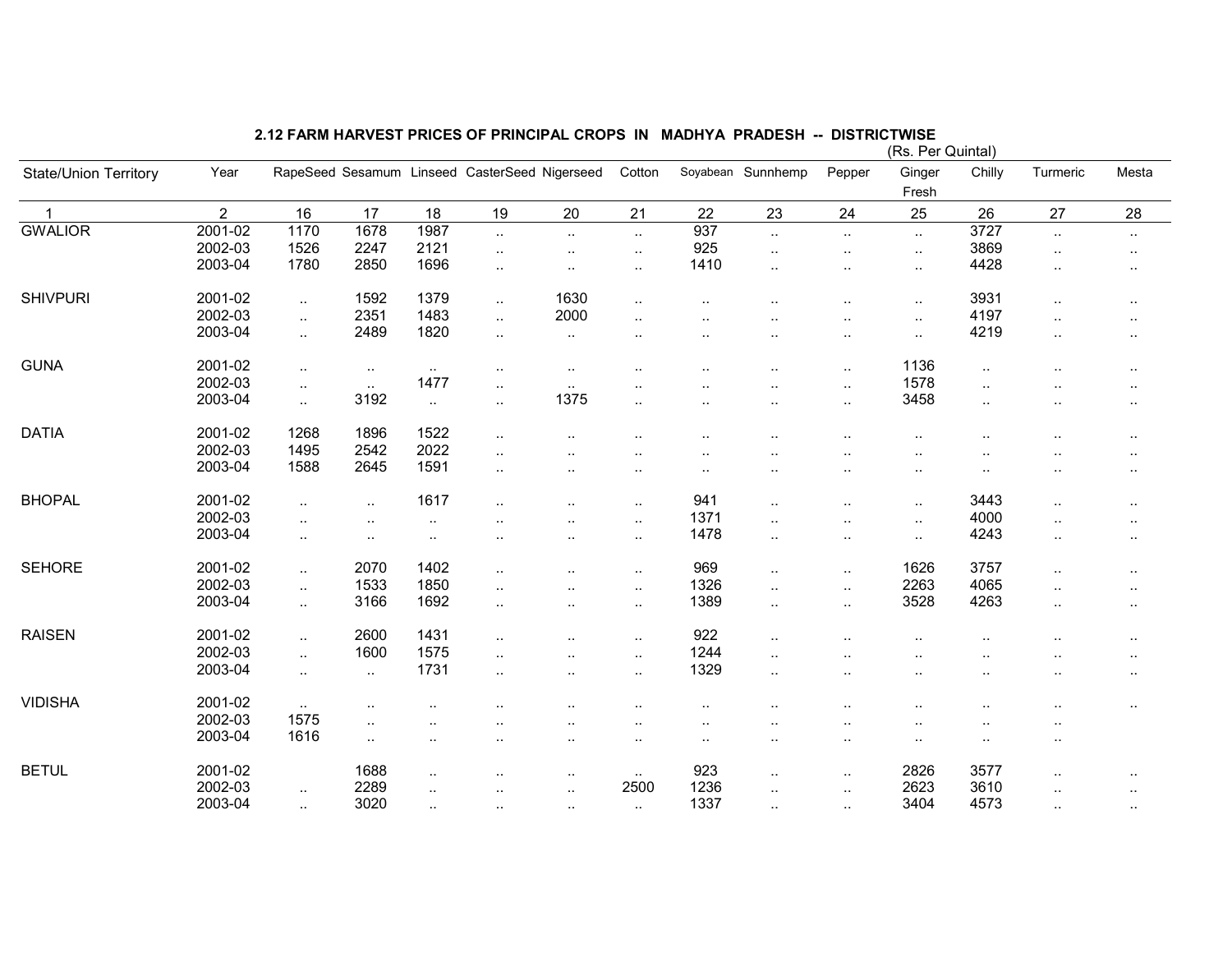## 2.12 FARM HARVEST PRICES OF PRINCIPAL CROPS IN MADHYA PRADESH -- DISTRICTWISE

(Rs. Per Quintal)

| State/Union Territory | Year | RapeSeed | Sesamum | Linseed | CasterSeed | Nigerseed | Cotton | Soyabean | Sunnhemp | Pepper | Ginger Fresh | Chilly | Turmeric | Mesta |
|---|---|---|---|---|---|---|---|---|---|---|---|---|---|---|
| 1 | 2 | 16 | 17 | 18 | 19 | 20 | 21 | 22 | 23 | 24 | 25 | 26 | 27 | 28 |
| GWALIOR | 2001-02 | 1170 | 1678 | 1987 | .. | .. | .. | 937 | .. | .. | .. | 3727 | .. | .. |
| | 2002-03 | 1526 | 2247 | 2121 | .. | .. | .. | 925 | .. | .. | .. | 3869 | .. | .. |
| | 2003-04 | 1780 | 2850 | 1696 | .. | .. | .. | 1410 | .. | .. | .. | 4428 | .. | .. |
| SHIVPURI | 2001-02 | .. | 1592 | 1379 | .. | 1630 | .. | .. | .. | .. | .. | 3931 | .. | .. |
| | 2002-03 | .. | 2351 | 1483 | .. | 2000 | .. | .. | .. | .. | .. | 4197 | .. | .. |
| | 2003-04 | .. | 2489 | 1820 | .. | .. | .. | .. | .. | .. | .. | 4219 | .. | .. |
| GUNA | 2001-02 | .. | .. | .. | .. | .. | .. | .. | .. | .. | 1136 | .. | .. | .. |
| | 2002-03 | .. | .. | 1477 | .. | .. | .. | .. | .. | .. | 1578 | .. | .. | .. |
| | 2003-04 | .. | 3192 | .. | .. | 1375 | .. | .. | .. | .. | 3458 | .. | .. | .. |
| DATIA | 2001-02 | 1268 | 1896 | 1522 | .. | .. | .. | .. | .. | .. | .. | .. | .. | .. |
| | 2002-03 | 1495 | 2542 | 2022 | .. | .. | .. | .. | .. | .. | .. | .. | .. | .. |
| | 2003-04 | 1588 | 2645 | 1591 | .. | .. | .. | .. | .. | .. | .. | .. | .. | .. |
| BHOPAL | 2001-02 | .. | .. | 1617 | .. | .. | .. | 941 | .. | .. | .. | 3443 | .. | .. |
| | 2002-03 | .. | .. | .. | .. | .. | .. | 1371 | .. | .. | .. | 4000 | .. | .. |
| | 2003-04 | .. | .. | .. | .. | .. | .. | 1478 | .. | .. | .. | 4243 | .. | .. |
| SEHORE | 2001-02 | .. | 2070 | 1402 | .. | .. | .. | 969 | .. | .. | 1626 | 3757 | .. | .. |
| | 2002-03 | .. | 1533 | 1850 | .. | .. | .. | 1326 | .. | .. | 2263 | 4065 | .. | .. |
| | 2003-04 | .. | 3166 | 1692 | .. | .. | .. | 1389 | .. | .. | 3528 | 4263 | .. | .. |
| RAISEN | 2001-02 | .. | 2600 | 1431 | .. | .. | .. | 922 | .. | .. | .. | .. | .. | .. |
| | 2002-03 | .. | 1600 | 1575 | .. | .. | .. | 1244 | .. | .. | .. | .. | .. | .. |
| | 2003-04 | .. | .. | 1731 | .. | .. | .. | 1329 | .. | .. | .. | .. | .. | .. |
| VIDISHA | 2001-02 | .. | .. | .. | .. | .. | .. | .. | .. | .. | .. | .. | .. | .. |
| | 2002-03 | 1575 | .. | .. | .. | .. | .. | .. | .. | .. | .. | .. | .. | |
| | 2003-04 | 1616 | .. | .. | .. | .. | .. | .. | .. | .. | .. | .. | .. | |
| BETUL | 2001-02 | | 1688 | .. | .. | .. | .. | 923 | .. | .. | 2826 | 3577 | .. | .. |
| | 2002-03 | .. | 2289 | .. | .. | .. | 2500 | 1236 | .. | .. | 2623 | 3610 | .. | .. |
| | 2003-04 | .. | 3020 | .. | .. | .. | .. | 1337 | .. | .. | 3404 | 4573 | .. | .. |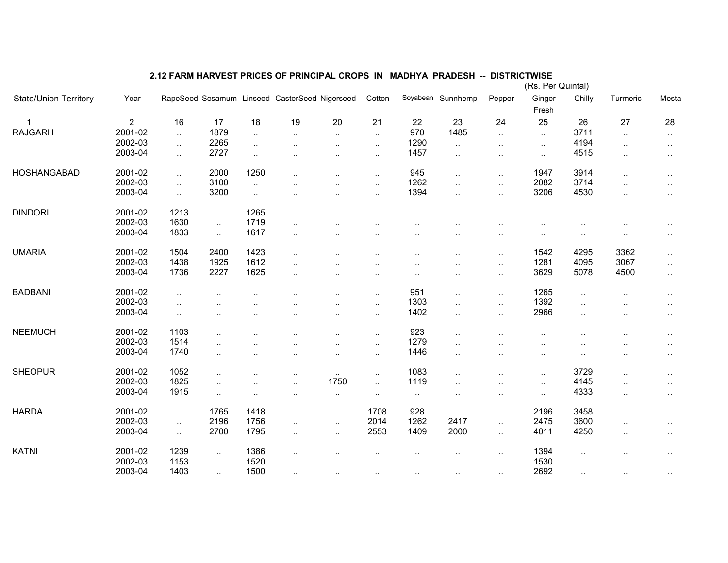## 2.12 FARM HARVEST PRICES OF PRINCIPAL CROPS IN MADHYA PRADESH -- DISTRICTWISE

(Rs. Per Quintal)

| State/Union Territory | Year | RapeSeed | Sesamum | Linseed | CasterSeed | Nigerseed | Cotton | Soyabean | Sunnhemp | Pepper | Ginger Fresh | Chilly | Turmeric | Mesta |
|---|---|---|---|---|---|---|---|---|---|---|---|---|---|---|
| 1 | 2 | 16 | 17 | 18 | 19 | 20 | 21 | 22 | 23 | 24 | 25 | 26 | 27 | 28 |
| RAJGARH | 2001-02 | .. | 1879 | .. | .. | .. | .. | 970 | 1485 | .. | .. | 3711 | .. | .. |
| | 2002-03 | .. | 2265 | .. | .. | .. | .. | 1290 | .. | .. | .. | 4194 | .. | .. |
| | 2003-04 | .. | 2727 | .. | .. | .. | .. | 1457 | .. | .. | .. | 4515 | .. | .. |
| HOSHANGABAD | 2001-02 | .. | 2000 | 1250 | .. | .. | .. | 945 | .. | .. | 1947 | 3914 | .. | .. |
| | 2002-03 | .. | 3100 | .. | .. | .. | .. | 1262 | .. | .. | 2082 | 3714 | .. | .. |
| | 2003-04 | .. | 3200 | .. | .. | .. | .. | 1394 | .. | .. | 3206 | 4530 | .. | .. |
| DINDORI | 2001-02 | 1213 | .. | 1265 | .. | .. | .. | .. | .. | .. | .. | .. | .. | .. |
| | 2002-03 | 1630 | .. | 1719 | .. | .. | .. | .. | .. | .. | .. | .. | .. | .. |
| | 2003-04 | 1833 | .. | 1617 | .. | .. | .. | .. | .. | .. | .. | .. | .. | .. |
| UMARIA | 2001-02 | 1504 | 2400 | 1423 | .. | .. | .. | .. | .. | .. | 1542 | 4295 | 3362 | .. |
| | 2002-03 | 1438 | 1925 | 1612 | .. | .. | .. | .. | .. | .. | 1281 | 4095 | 3067 | .. |
| | 2003-04 | 1736 | 2227 | 1625 | .. | .. | .. | .. | .. | .. | 3629 | 5078 | 4500 | .. |
| BADBANI | 2001-02 | .. | .. | .. | .. | .. | .. | 951 | .. | .. | 1265 | .. | .. | .. |
| | 2002-03 | .. | .. | .. | .. | .. | .. | 1303 | .. | .. | 1392 | .. | .. | .. |
| | 2003-04 | .. | .. | .. | .. | .. | .. | 1402 | .. | .. | 2966 | .. | .. | .. |
| NEEMUCH | 2001-02 | 1103 | .. | .. | .. | .. | .. | 923 | .. | .. | .. | .. | .. | .. |
| | 2002-03 | 1514 | .. | .. | .. | .. | .. | 1279 | .. | .. | .. | .. | .. | .. |
| | 2003-04 | 1740 | .. | .. | .. | .. | .. | 1446 | .. | .. | .. | .. | .. | .. |
| SHEOPUR | 2001-02 | 1052 | .. | .. | .. | .. | .. | 1083 | .. | .. | .. | 3729 | .. | .. |
| | 2002-03 | 1825 | .. | .. | .. | 1750 | .. | 1119 | .. | .. | .. | 4145 | .. | .. |
| | 2003-04 | 1915 | .. | .. | .. | .. | .. | .. | .. | .. | .. | 4333 | .. | .. |
| HARDA | 2001-02 | .. | 1765 | 1418 | .. | .. | 1708 | 928 | .. | .. | 2196 | 3458 | .. | .. |
| | 2002-03 | .. | 2196 | 1756 | .. | .. | 2014 | 1262 | 2417 | .. | 2475 | 3600 | .. | .. |
| | 2003-04 | .. | 2700 | 1795 | .. | .. | 2553 | 1409 | 2000 | .. | 4011 | 4250 | .. | .. |
| KATNI | 2001-02 | 1239 | .. | 1386 | .. | .. | .. | .. | .. | .. | 1394 | .. | .. | .. |
| | 2002-03 | 1153 | .. | 1520 | .. | .. | .. | .. | .. | .. | 1530 | .. | .. | .. |
| | 2003-04 | 1403 | .. | 1500 | .. | .. | .. | .. | .. | .. | 2692 | .. | .. | .. |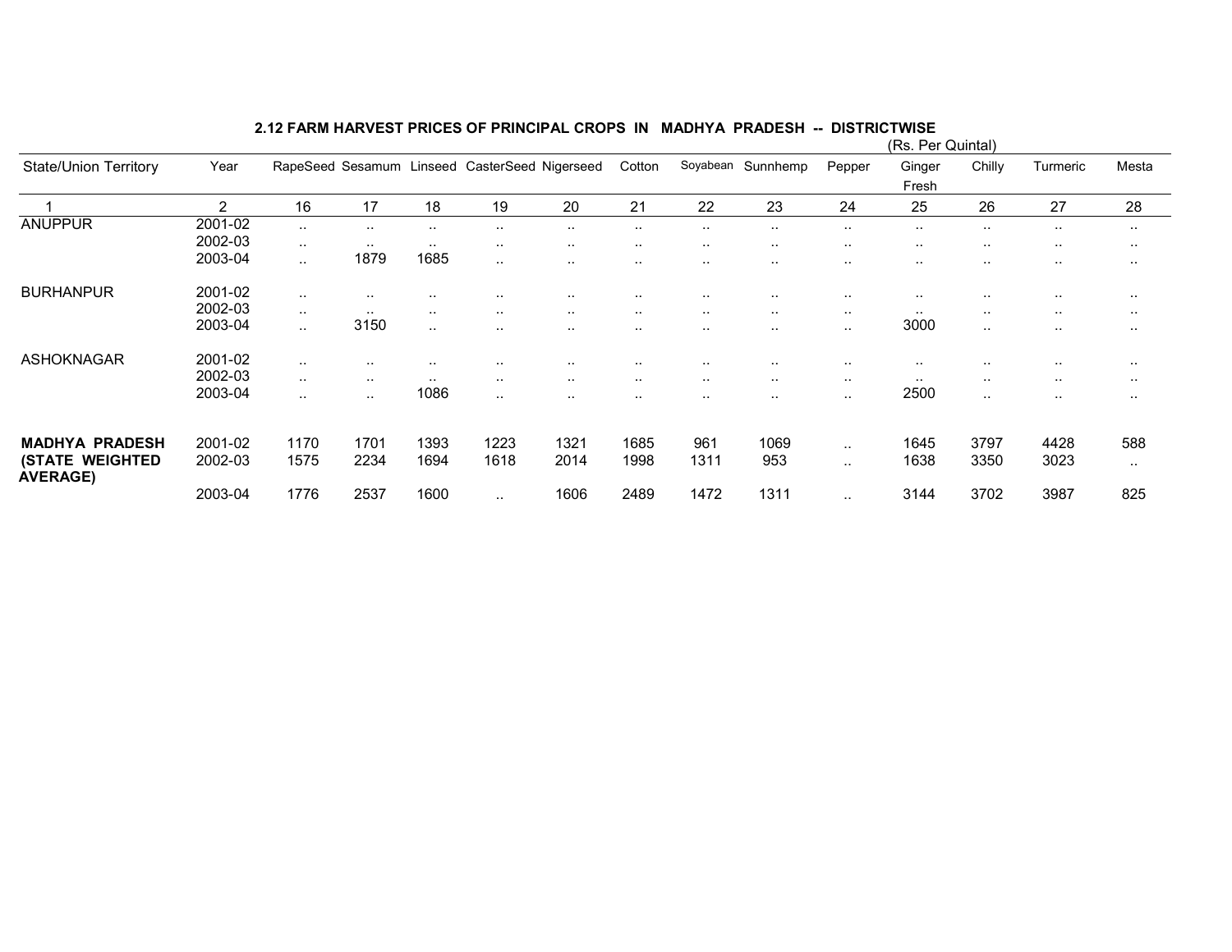## 2.12 FARM HARVEST PRICES OF PRINCIPAL CROPS IN MADHYA PRADESH -- DISTRICTWISE

(Rs. Per Quintal)

| State/Union Territory | Year | RapeSeed | Sesamum | Linseed | CasterSeed | Nigerseed | Cotton | Soyabean | Sunnhemp | Pepper | Ginger Fresh | Chilly | Turmeric | Mesta |
|---|---|---|---|---|---|---|---|---|---|---|---|---|---|---|
| 1 | 2 | 16 | 17 | 18 | 19 | 20 | 21 | 22 | 23 | 24 | 25 | 26 | 27 | 28 |
| ANUPPUR | 2001-02 | .. | .. | .. | .. | .. | .. | .. | .. | .. | .. | .. | .. | .. |
| | 2002-03 | .. | .. | .. | .. | .. | .. | .. | .. | .. | .. | .. | .. | .. |
| | 2003-04 | .. | 1879 | 1685 | .. | .. | .. | .. | .. | .. | .. | .. | .. | .. |
| BURHANPUR | 2001-02 | .. | .. | .. | .. | .. | .. | .. | .. | .. | .. | .. | .. | .. |
| | 2002-03 | .. | .. | .. | .. | .. | .. | .. | .. | .. | .. | .. | .. | .. |
| | 2003-04 | .. | 3150 | .. | .. | .. | .. | .. | .. | .. | 3000 | .. | .. | .. |
| ASHOKNAGAR | 2001-02 | .. | .. | .. | .. | .. | .. | .. | .. | .. | .. | .. | .. | .. |
| | 2002-03 | .. | .. | .. | .. | .. | .. | .. | .. | .. | .. | .. | .. | .. |
| | 2003-04 | .. | .. | 1086 | .. | .. | .. | .. | .. | .. | 2500 | .. | .. | .. |
| **MADHYA PRADESH (STATE WEIGHTED AVERAGE)** | 2001-02 | 1170 | 1701 | 1393 | 1223 | 1321 | 1685 | 961 | 1069 | .. | 1645 | 3797 | 4428 | 588 |
| | 2002-03 | 1575 | 2234 | 1694 | 1618 | 2014 | 1998 | 1311 | 953 | .. | 1638 | 3350 | 3023 | .. |
| | 2003-04 | 1776 | 2537 | 1600 | .. | 1606 | 2489 | 1472 | 1311 | .. | 3144 | 3702 | 3987 | 825 |